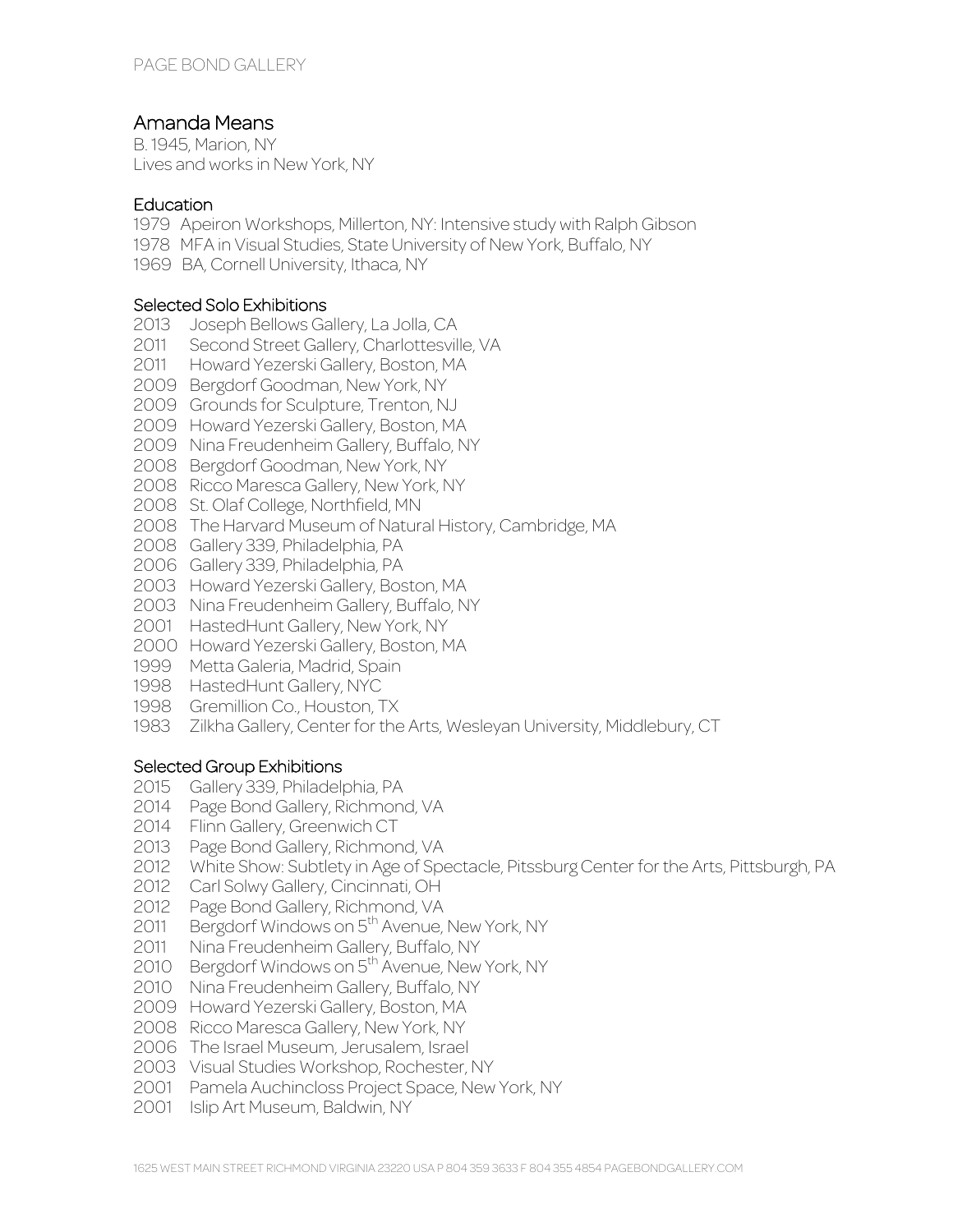# Amanda Means

B. 1945, Marion, NY
Lives and works in New York, NY

## Education

1979 Apeiron Workshops, Millerton, NY: Intensive study with Ralph Gibson
1978 MFA in Visual Studies, State University of New York, Buffalo, NY
1969 BA, Cornell University, Ithaca, NY

## Selected Solo Exhibitions

2013 Joseph Bellows Gallery, La Jolla, CA
2011 Second Street Gallery, Charlottesville, VA
2011 Howard Yezerski Gallery, Boston, MA
2009 Bergdorf Goodman, New York, NY
2009 Grounds for Sculpture, Trenton, NJ
2009 Howard Yezerski Gallery, Boston, MA
2009 Nina Freudenheim Gallery, Buffalo, NY
2008 Bergdorf Goodman, New York, NY
2008 Ricco Maresca Gallery, New York, NY
2008 St. Olaf College, Northfield, MN
2008 The Harvard Museum of Natural History, Cambridge, MA
2008 Gallery 339, Philadelphia, PA
2006 Gallery 339, Philadelphia, PA
2003 Howard Yezerski Gallery, Boston, MA
2003 Nina Freudenheim Gallery, Buffalo, NY
2001 HastedHunt Gallery, New York, NY
2000 Howard Yezerski Gallery, Boston, MA
1999 Metta Galeria, Madrid, Spain
1998 HastedHunt Gallery, NYC
1998 Gremillion Co., Houston, TX
1983 Zilkha Gallery, Center for the Arts, Wesleyan University, Middlebury, CT

## Selected Group Exhibitions

2015 Gallery 339, Philadelphia, PA
2014 Page Bond Gallery, Richmond, VA
2014 Flinn Gallery, Greenwich CT
2013 Page Bond Gallery, Richmond, VA
2012 White Show: Subtlety in Age of Spectacle, Pitssburg Center for the Arts, Pittsburgh, PA
2012 Carl Solwy Gallery, Cincinnati, OH
2012 Page Bond Gallery, Richmond, VA
2011 Bergdorf Windows on 5th Avenue, New York, NY
2011 Nina Freudenheim Gallery, Buffalo, NY
2010 Bergdorf Windows on 5th Avenue, New York, NY
2010 Nina Freudenheim Gallery, Buffalo, NY
2009 Howard Yezerski Gallery, Boston, MA
2008 Ricco Maresca Gallery, New York, NY
2006 The Israel Museum, Jerusalem, Israel
2003 Visual Studies Workshop, Rochester, NY
2001 Pamela Auchincloss Project Space, New York, NY
2001 Islip Art Museum, Baldwin, NY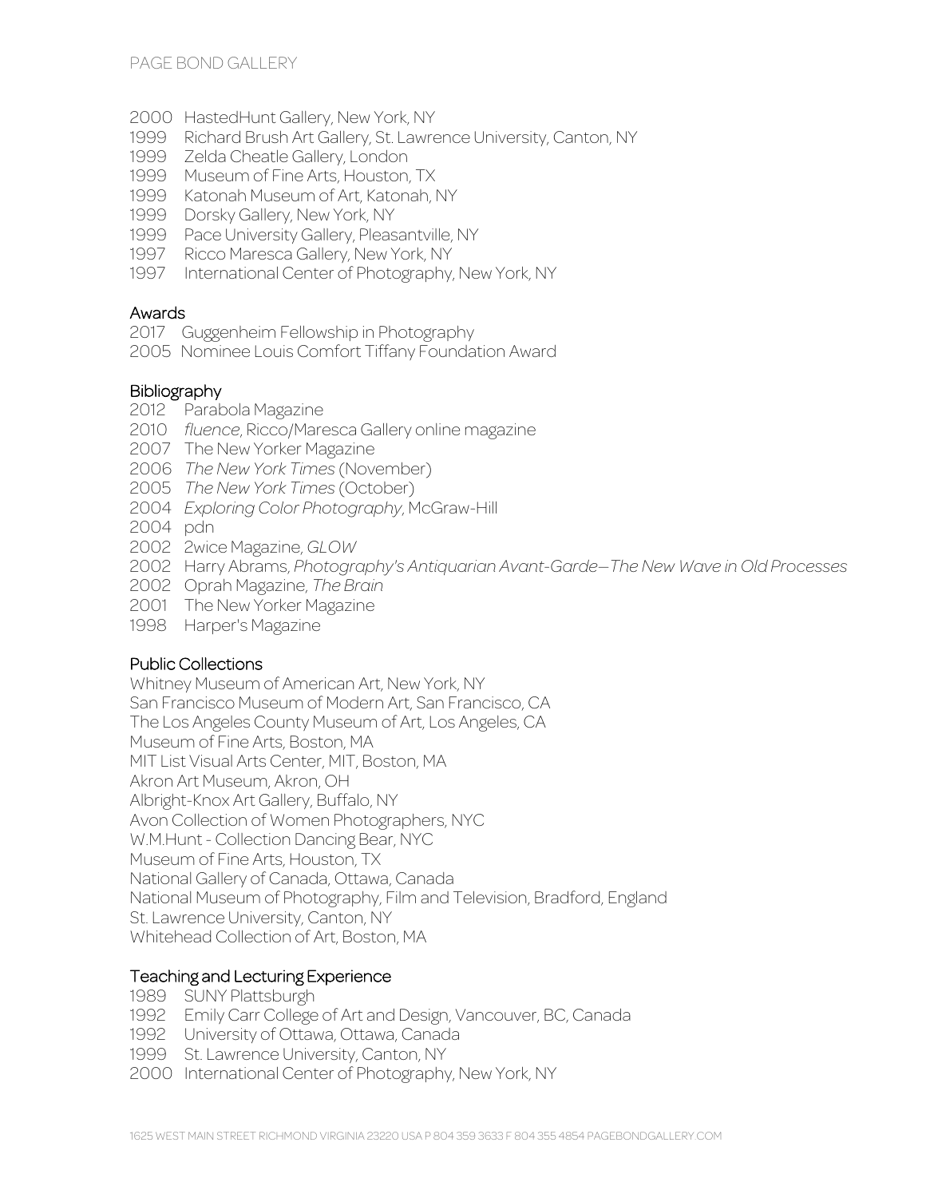2000 HastedHunt Gallery, New York, NY
1999 Richard Brush Art Gallery, St. Lawrence University, Canton, NY
1999 Zelda Cheatle Gallery, London
1999 Museum of Fine Arts, Houston, TX
1999 Katonah Museum of Art, Katonah, NY
1999 Dorsky Gallery, New York, NY
1999 Pace University Gallery, Pleasantville, NY
1997 Ricco Maresca Gallery, New York, NY
1997 International Center of Photography, New York, NY

## Awards

2017 Guggenheim Fellowship in Photography
2005 Nominee Louis Comfort Tiffany Foundation Award

## Bibliography

2012 Parabola Magazine
2010 *fluence*, Ricco/Maresca Gallery online magazine
2007 The New Yorker Magazine
2006 *The New York Times* (November)
2005 *The New York Times* (October)
2004 *Exploring Color Photography*, McGraw-Hill
2004 pdn
2002 2wice Magazine, *GLOW*
2002 Harry Abrams, *Photography's Antiquarian Avant-Garde—The New Wave in Old Processes*
2002 Oprah Magazine, *The Brain*
2001 The New Yorker Magazine
1998 Harper's Magazine

## Public Collections

Whitney Museum of American Art, New York, NY
San Francisco Museum of Modern Art, San Francisco, CA
The Los Angeles County Museum of Art, Los Angeles, CA
Museum of Fine Arts, Boston, MA
MIT List Visual Arts Center, MIT, Boston, MA
Akron Art Museum, Akron, OH
Albright-Knox Art Gallery, Buffalo, NY
Avon Collection of Women Photographers, NYC
W.M.Hunt - Collection Dancing Bear, NYC
Museum of Fine Arts, Houston, TX
National Gallery of Canada, Ottawa, Canada
National Museum of Photography, Film and Television, Bradford, England
St. Lawrence University, Canton, NY
Whitehead Collection of Art, Boston, MA

## Teaching and Lecturing Experience

1989 SUNY Plattsburgh
1992 Emily Carr College of Art and Design, Vancouver, BC, Canada
1992 University of Ottawa, Ottawa, Canada
1999 St. Lawrence University, Canton, NY
2000 International Center of Photography, New York, NY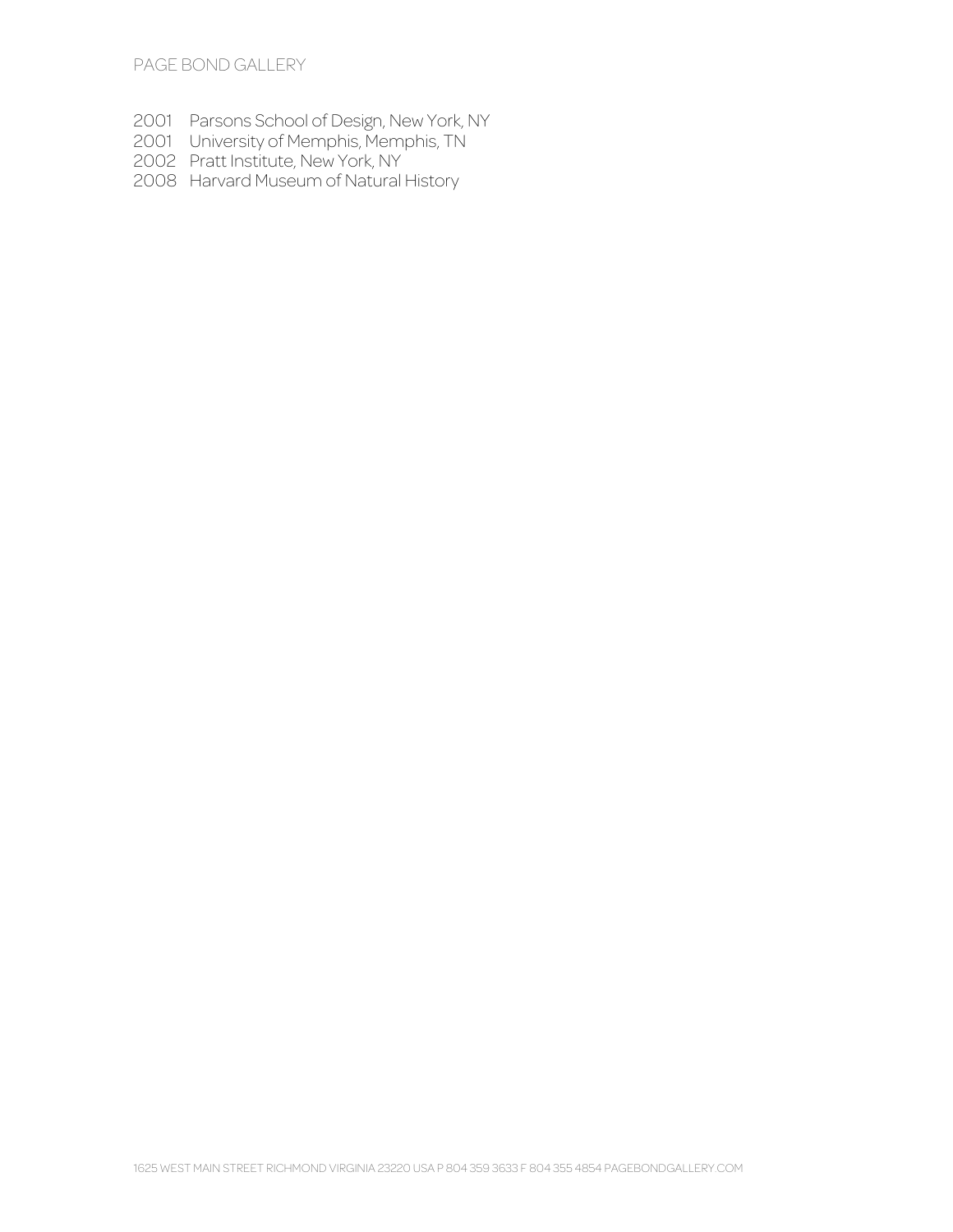2001 Parsons School of Design, New York, NY
2001 University of Memphis, Memphis, TN
2002 Pratt Institute, New York, NY
2008 Harvard Museum of Natural History